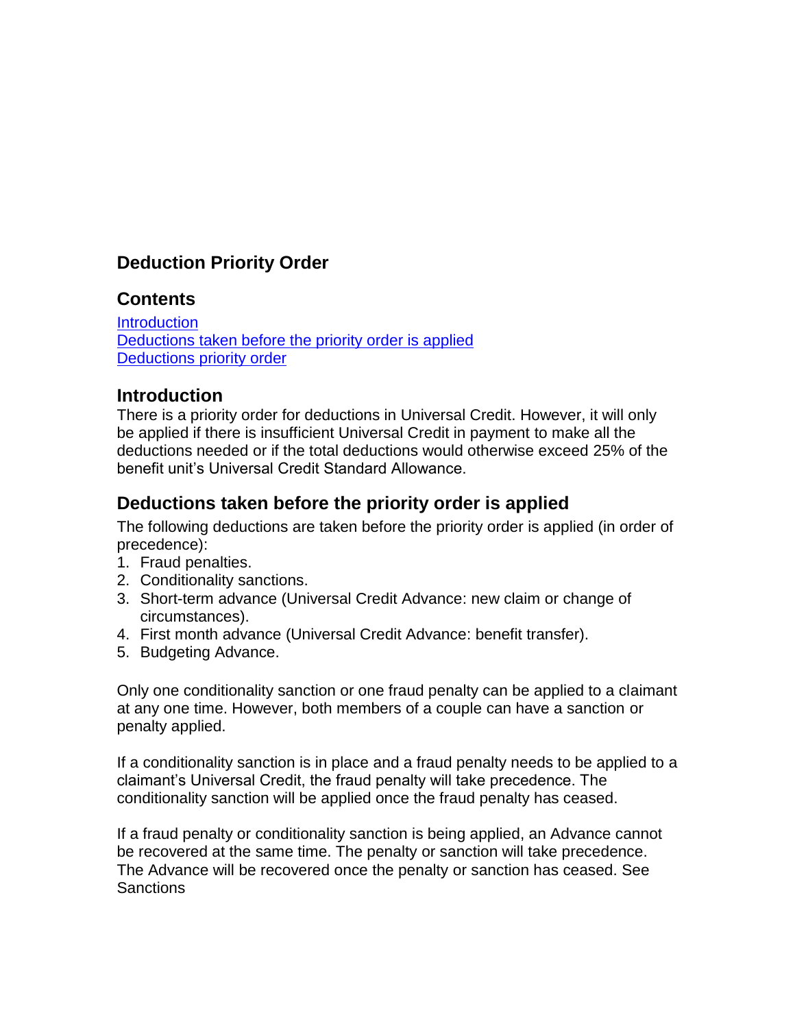# Deduction Priority Order

## Contents

[Introduction](#introduction)
[Deductions taken before the priority order is applied](#deductions-taken-before-the-priority-order-is-applied)
[Deductions priority order](#deductions-priority-order)

## Introduction

There is a priority order for deductions in Universal Credit. However, it will only be applied if there is insufficient Universal Credit in payment to make all the deductions needed or if the total deductions would otherwise exceed 25% of the benefit unit's Universal Credit Standard Allowance.

## Deductions taken before the priority order is applied

The following deductions are taken before the priority order is applied (in order of precedence):

1. Fraud penalties.
2. Conditionality sanctions.
3. Short-term advance (Universal Credit Advance: new claim or change of circumstances).
4. First month advance (Universal Credit Advance: benefit transfer).
5. Budgeting Advance.

Only one conditionality sanction or one fraud penalty can be applied to a claimant at any one time. However, both members of a couple can have a sanction or penalty applied.

If a conditionality sanction is in place and a fraud penalty needs to be applied to a claimant's Universal Credit, the fraud penalty will take precedence. The conditionality sanction will be applied once the fraud penalty has ceased.

If a fraud penalty or conditionality sanction is being applied, an Advance cannot be recovered at the same time. The penalty or sanction will take precedence. The Advance will be recovered once the penalty or sanction has ceased. See Sanctions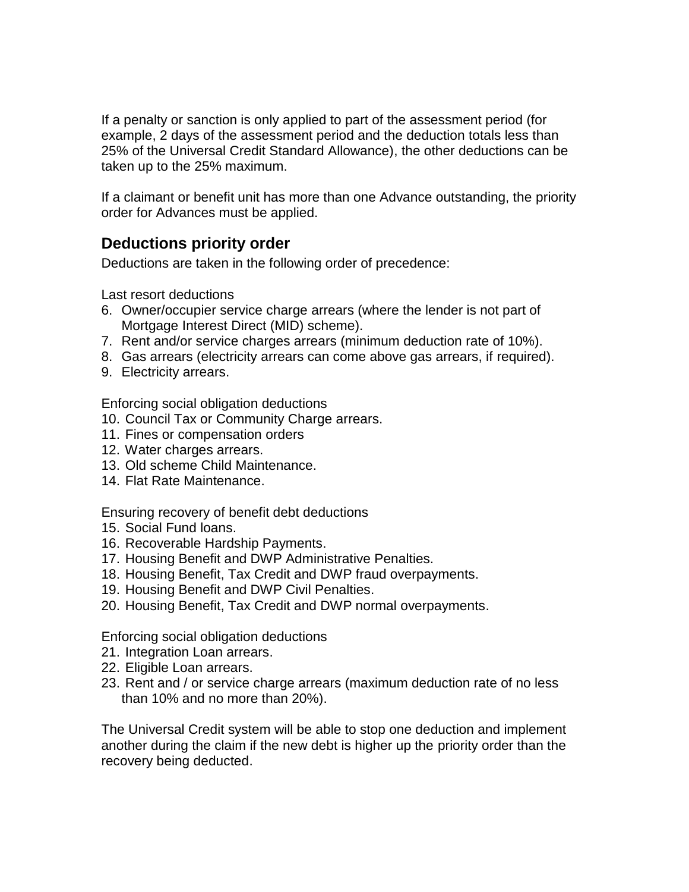If a penalty or sanction is only applied to part of the assessment period (for example, 2 days of the assessment period and the deduction totals less than 25% of the Universal Credit Standard Allowance), the other deductions can be taken up to the 25% maximum.

If a claimant or benefit unit has more than one Advance outstanding, the priority order for Advances must be applied.

## Deductions priority order

Deductions are taken in the following order of precedence:

Last resort deductions

6. Owner/occupier service charge arrears (where the lender is not part of Mortgage Interest Direct (MID) scheme).
7. Rent and/or service charges arrears (minimum deduction rate of 10%).
8. Gas arrears (electricity arrears can come above gas arrears, if required).
9. Electricity arrears.

Enforcing social obligation deductions

10. Council Tax or Community Charge arrears.
11. Fines or compensation orders
12. Water charges arrears.
13. Old scheme Child Maintenance.
14. Flat Rate Maintenance.

Ensuring recovery of benefit debt deductions

15. Social Fund loans.
16. Recoverable Hardship Payments.
17. Housing Benefit and DWP Administrative Penalties.
18. Housing Benefit, Tax Credit and DWP fraud overpayments.
19. Housing Benefit and DWP Civil Penalties.
20. Housing Benefit, Tax Credit and DWP normal overpayments.

Enforcing social obligation deductions

21. Integration Loan arrears.
22. Eligible Loan arrears.
23. Rent and / or service charge arrears (maximum deduction rate of no less than 10% and no more than 20%).

The Universal Credit system will be able to stop one deduction and implement another during the claim if the new debt is higher up the priority order than the recovery being deducted.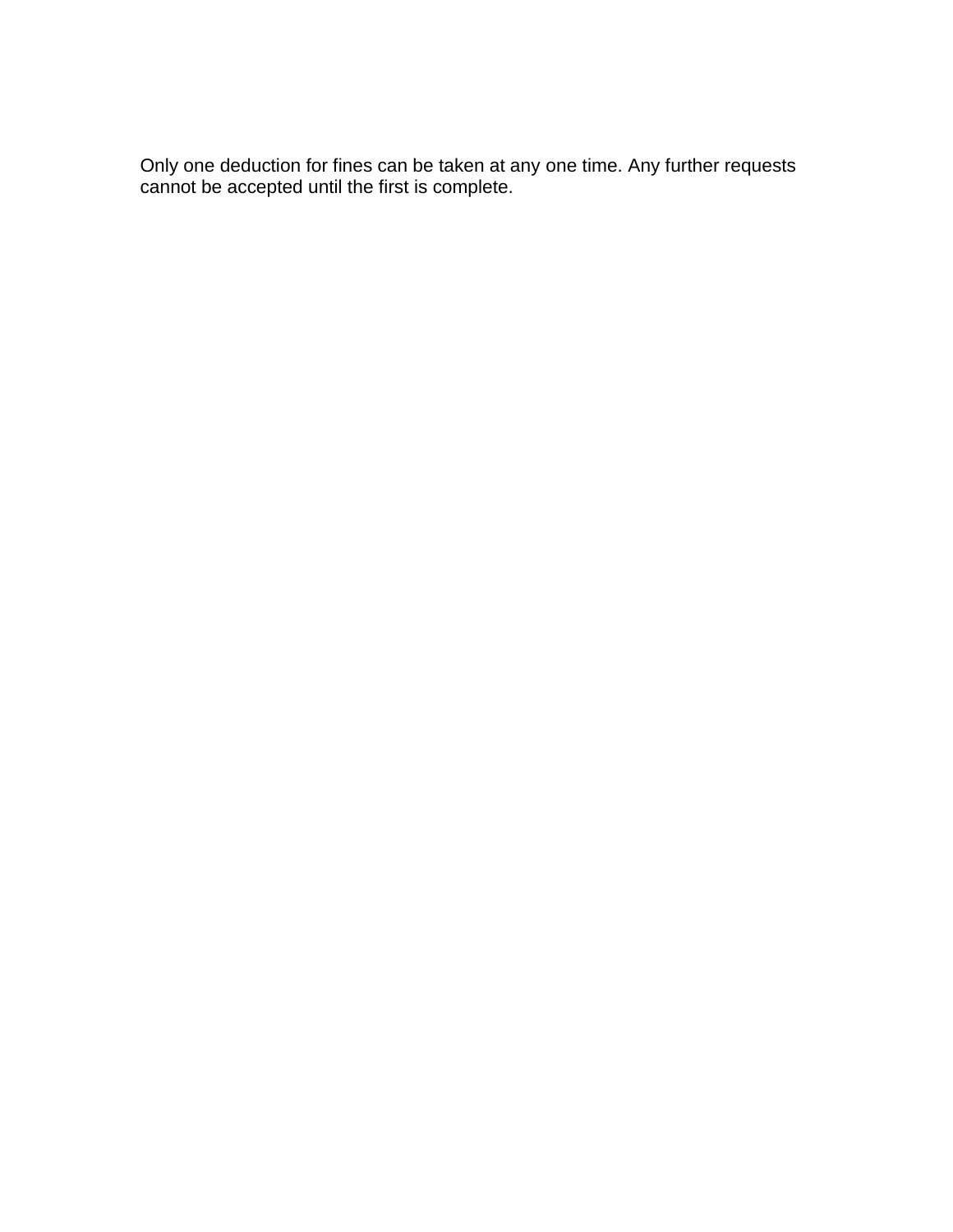Only one deduction for fines can be taken at any one time. Any further requests cannot be accepted until the first is complete.